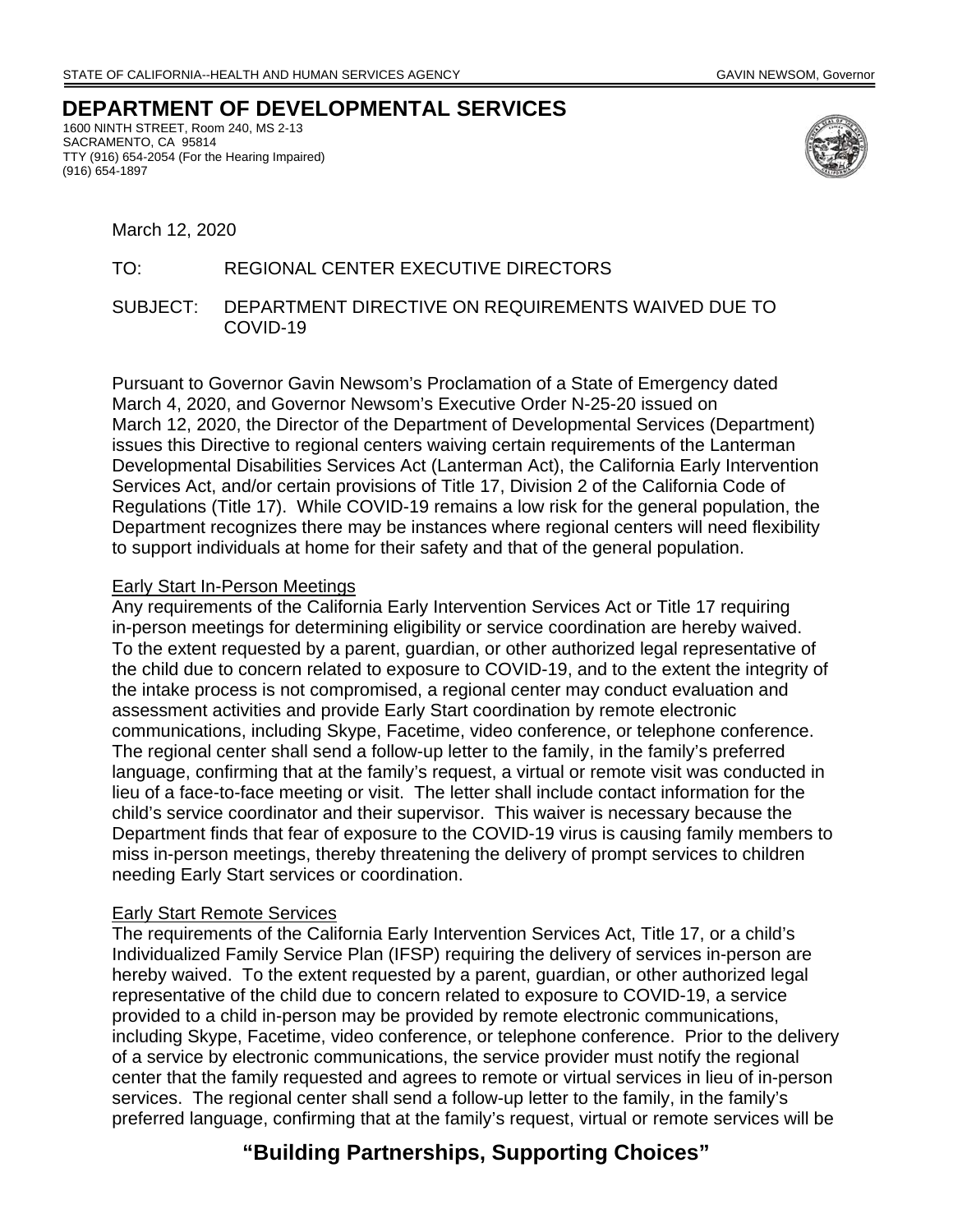STATE OF CALIFORNIA--HEALTH AND HUMAN SERVICES AGENCY GAVIN NEWSOM, Governor

# DEPARTMENT OF DEVELOPMENTAL SERVICES

1600 NINTH STREET, Room 240, MS 2-13
SACRAMENTO, CA 95814
TTY (916) 654-2054 (For the Hearing Impaired)
(916) 654-1897

March 12, 2020

TO: REGIONAL CENTER EXECUTIVE DIRECTORS

SUBJECT: DEPARTMENT DIRECTIVE ON REQUIREMENTS WAIVED DUE TO COVID-19

Pursuant to Governor Gavin Newsom's Proclamation of a State of Emergency dated March 4, 2020, and Governor Newsom's Executive Order N-25-20 issued on March 12, 2020, the Director of the Department of Developmental Services (Department) issues this Directive to regional centers waiving certain requirements of the Lanterman Developmental Disabilities Services Act (Lanterman Act), the California Early Intervention Services Act, and/or certain provisions of Title 17, Division 2 of the California Code of Regulations (Title 17). While COVID-19 remains a low risk for the general population, the Department recognizes there may be instances where regional centers will need flexibility to support individuals at home for their safety and that of the general population.

Early Start In-Person Meetings

Any requirements of the California Early Intervention Services Act or Title 17 requiring in-person meetings for determining eligibility or service coordination are hereby waived. To the extent requested by a parent, guardian, or other authorized legal representative of the child due to concern related to exposure to COVID-19, and to the extent the integrity of the intake process is not compromised, a regional center may conduct evaluation and assessment activities and provide Early Start coordination by remote electronic communications, including Skype, Facetime, video conference, or telephone conference. The regional center shall send a follow-up letter to the family, in the family's preferred language, confirming that at the family's request, a virtual or remote visit was conducted in lieu of a face-to-face meeting or visit. The letter shall include contact information for the child's service coordinator and their supervisor. This waiver is necessary because the Department finds that fear of exposure to the COVID-19 virus is causing family members to miss in-person meetings, thereby threatening the delivery of prompt services to children needing Early Start services or coordination.

Early Start Remote Services

The requirements of the California Early Intervention Services Act, Title 17, or a child's Individualized Family Service Plan (IFSP) requiring the delivery of services in-person are hereby waived. To the extent requested by a parent, guardian, or other authorized legal representative of the child due to concern related to exposure to COVID-19, a service provided to a child in-person may be provided by remote electronic communications, including Skype, Facetime, video conference, or telephone conference. Prior to the delivery of a service by electronic communications, the service provider must notify the regional center that the family requested and agrees to remote or virtual services in lieu of in-person services. The regional center shall send a follow-up letter to the family, in the family's preferred language, confirming that at the family's request, virtual or remote services will be

**"Building Partnerships, Supporting Choices"**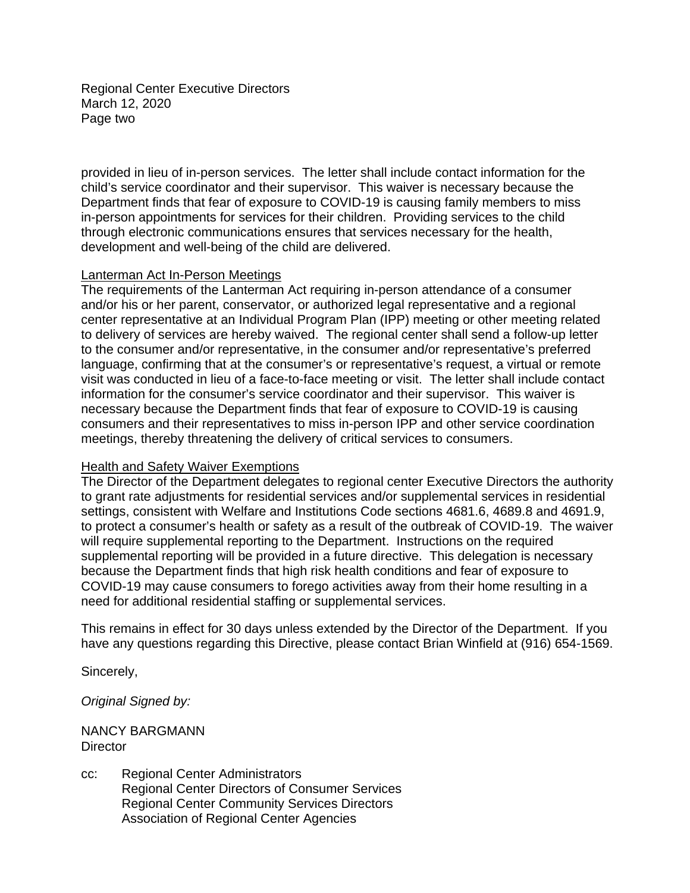provided in lieu of in-person services. The letter shall include contact information for the child's service coordinator and their supervisor. This waiver is necessary because the Department finds that fear of exposure to COVID-19 is causing family members to miss in-person appointments for services for their children. Providing services to the child through electronic communications ensures that services necessary for the health, development and well-being of the child are delivered.

Lanterman Act In-Person Meetings

The requirements of the Lanterman Act requiring in-person attendance of a consumer and/or his or her parent, conservator, or authorized legal representative and a regional center representative at an Individual Program Plan (IPP) meeting or other meeting related to delivery of services are hereby waived. The regional center shall send a follow-up letter to the consumer and/or representative, in the consumer and/or representative's preferred language, confirming that at the consumer's or representative's request, a virtual or remote visit was conducted in lieu of a face-to-face meeting or visit. The letter shall include contact information for the consumer's service coordinator and their supervisor. This waiver is necessary because the Department finds that fear of exposure to COVID-19 is causing consumers and their representatives to miss in-person IPP and other service coordination meetings, thereby threatening the delivery of critical services to consumers.

Health and Safety Waiver Exemptions

The Director of the Department delegates to regional center Executive Directors the authority to grant rate adjustments for residential services and/or supplemental services in residential settings, consistent with Welfare and Institutions Code sections 4681.6, 4689.8 and 4691.9, to protect a consumer's health or safety as a result of the outbreak of COVID-19. The waiver will require supplemental reporting to the Department. Instructions on the required supplemental reporting will be provided in a future directive. This delegation is necessary because the Department finds that high risk health conditions and fear of exposure to COVID-19 may cause consumers to forego activities away from their home resulting in a need for additional residential staffing or supplemental services.

This remains in effect for 30 days unless extended by the Director of the Department. If you have any questions regarding this Directive, please contact Brian Winfield at (916) 654-1569.

Sincerely,

*Original Signed by:*

NANCY BARGMANN
Director

cc: Regional Center Administrators
Regional Center Directors of Consumer Services
Regional Center Community Services Directors
Association of Regional Center Agencies